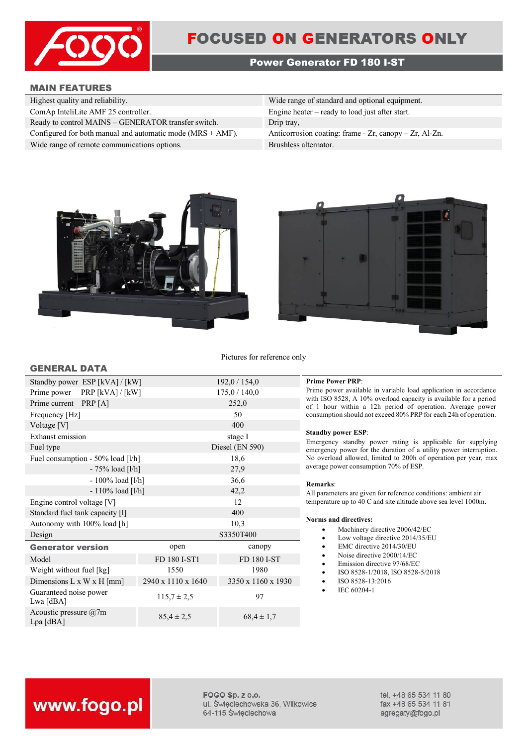# FOCUSED ON GENERATORS ONLY

## Power Generator FD 180 I-ST

### MAIN FEATURES

| | |
|---|---|
| Highest quality and reliability. | Wide range of standard and optional equipment. |
| ComAp InteliLite AMF 25 controller. | Engine heater – ready to load just after start. |
| Ready to control MAINS – GENERATOR transfer switch. | Drip tray, |
| Configured for both manual and automatic mode (MRS + AMF). | Anticorrosion coating: frame - Zr, canopy – Zr, Al-Zn. |
| Wide range of remote communications options. | Brushless alternator. |

Pictures for reference only

### GENERAL DATA

| | | |
|---|---|---|
| Standby power ESP [kVA] / [kW] | 192,0 / 154,0 | |
| Prime power PRP [kVA] / [kW] | 175,0 / 140,0 | |
| Prime current PRP [A] | 252,0 | |
| Frequency [Hz] | 50 | |
| Voltage [V] | 400 | |
| Exhaust emission | stage I | |
| Fuel type | Diesel (EN 590) | |
| Fuel consumption - 50% load [l/h] | 18,6 | |
| - 75% load [l/h] | 27,9 | |
| - 100% load [l/h] | 36,6 | |
| - 110% load [l/h] | 42,2 | |
| Engine control voltage [V] | 12 | |
| Standard fuel tank capacity [l] | 400 | |
| Autonomy with 100% load [h] | 10,3 | |
| Design | S3350T400 | |
| **Generator version** | open | canopy |
| Model | FD 180 I-ST1 | FD 180 I-ST |
| Weight without fuel [kg] | 1550 | 1980 |
| Dimensions L x W x H [mm] | 2940 x 1110 x 1640 | 3350 x 1160 x 1930 |
| Guaranteed noise power Lwa [dBA] | 115,7 ± 2,5 | 97 |
| Acoustic pressure @7m Lpa [dBA] | 85,4 ± 2,5 | 68,4 ± 1,7 |

**Prime Power PRP**:
Prime power available in variable load application in accordance with ISO 8528, A 10% overload capacity is available for a period of 1 hour within a 12h period of operation. Average power consumption should not exceed 80% PRP for each 24h of operation.

**Standby power ESP**:
Emergency standby power rating is applicable for supplying emergency power for the duration of a utility power interruption. No overload allowed, limited to 200h of operation per year, max average power consumption 70% of ESP.

**Remarks**:
All parameters are given for reference conditions: ambient air temperature up to 40 C and site altitude above sea level 1000m.

**Norms and directives:**

- Machinery directive 2006/42/EC
- Low voltage directive 2014/35/EU
- EMC directive 2014/30/EU
- Noise directive 2000/14/EC
- Emission directive 97/68/EC
- ISO 8528-1/2018, ISO 8528-5/2018
- ISO 8528-13:2016
- IEC 60204-1

www.fogo.pl

FOGO Sp. z o.o.
ul. Święciechowska 36, Wilkowice
64-115 Święciechowa

tel. +48 65 534 11 80
fax +48 65 534 11 81
agregaty@fogo.pl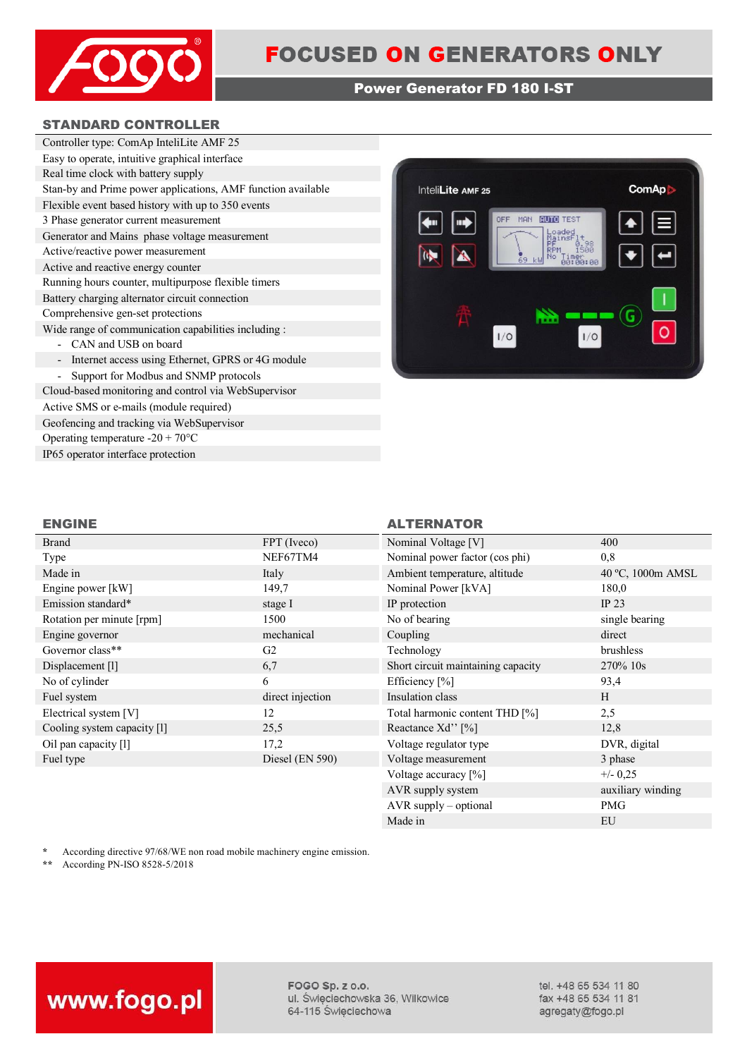# FOCUSED ON GENERATORS ONLY

## Power Generator FD 180 I-ST

## STANDARD CONTROLLER

Controller type: ComAp InteliLite AMF 25

Easy to operate, intuitive graphical interface

Real time clock with battery supply

Stan-by and Prime power applications, AMF function available

Flexible event based history with up to 350 events

3 Phase generator current measurement

Generator and Mains phase voltage measurement

Active/reactive power measurement

Active and reactive energy counter

Running hours counter, multipurpose flexible timers

Battery charging alternator circuit connection

Comprehensive gen-set protections

Wide range of communication capabilities including :

- CAN and USB on board
- Internet access using Ethernet, GPRS or 4G module
- Support for Modbus and SNMP protocols

Cloud-based monitoring and control via WebSupervisor

Active SMS or e-mails (module required)

Geofencing and tracking via WebSupervisor

Operating temperature -20 + 70°C

IP65 operator interface protection

## ENGINE

| Brand | FPT (Iveco) |
|---|---|
| Type | NEF67TM4 |
| Made in | Italy |
| Engine power [kW] | 149,7 |
| Emission standard* | stage I |
| Rotation per minute [rpm] | 1500 |
| Engine governor | mechanical |
| Governor class** | G2 |
| Displacement [l] | 6,7 |
| No of cylinder | 6 |
| Fuel system | direct injection |
| Electrical system [V] | 12 |
| Cooling system capacity [l] | 25,5 |
| Oil pan capacity [l] | 17,2 |
| Fuel type | Diesel (EN 590) |

## ALTERNATOR

| Nominal Voltage [V] | 400 |
|---|---|
| Nominal power factor (cos phi) | 0,8 |
| Ambient temperature, altitude | 40 ºC, 1000m AMSL |
| Nominal Power [kVA] | 180,0 |
| IP protection | IP 23 |
| No of bearing | single bearing |
| Coupling | direct |
| Technology | brushless |
| Short circuit maintaining capacity | 270% 10s |
| Efficiency [%] | 93,4 |
| Insulation class | H |
| Total harmonic content THD [%] | 2,5 |
| Reactance Xd'' [%] | 12,8 |
| Voltage regulator type | DVR, digital |
| Voltage measurement | 3 phase |
| Voltage accuracy [%] | +/- 0,25 |
| AVR supply system | auxiliary winding |
| AVR supply – optional | PMG |
| Made in | EU |

\* According directive 97/68/WE non road mobile machinery engine emission.

\*\* According PN-ISO 8528-5/2018

www.fogo.pl

FOGO Sp. z o.o.
ul. Święciechowska 36, Wilkowice
64-115 Święciechowa

tel. +48 65 534 11 80
fax +48 65 534 11 81
agregaty@fogo.pl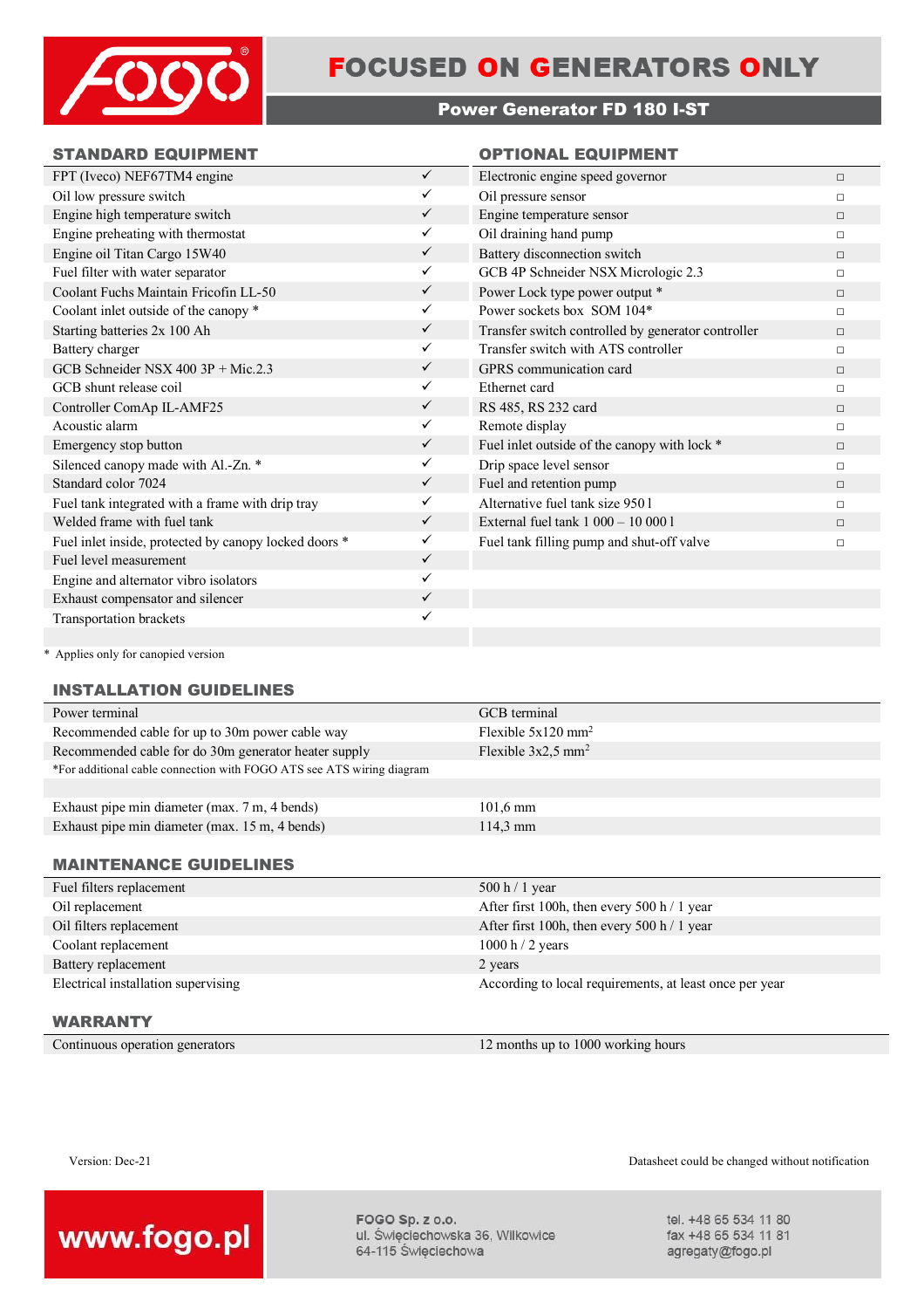# FOCUSED ON GENERATORS ONLY

## Power Generator FD 180 I-ST

### STANDARD EQUIPMENT

| | |
|---|---|
| FPT (Iveco) NEF67TM4 engine | ✓ |
| Oil low pressure switch | ✓ |
| Engine high temperature switch | ✓ |
| Engine preheating with thermostat | ✓ |
| Engine oil Titan Cargo 15W40 | ✓ |
| Fuel filter with water separator | ✓ |
| Coolant Fuchs Maintain Fricofin LL-50 | ✓ |
| Coolant inlet outside of the canopy * | ✓ |
| Starting batteries 2x 100 Ah | ✓ |
| Battery charger | ✓ |
| GCB Schneider NSX 400 3P + Mic.2.3 | ✓ |
| GCB shunt release coil | ✓ |
| Controller ComAp IL-AMF25 | ✓ |
| Acoustic alarm | ✓ |
| Emergency stop button | ✓ |
| Silenced canopy made with Al.-Zn. * | ✓ |
| Standard color 7024 | ✓ |
| Fuel tank integrated with a frame with drip tray | ✓ |
| Welded frame with fuel tank | ✓ |
| Fuel inlet inside, protected by canopy locked doors * | ✓ |
| Fuel level measurement | ✓ |
| Engine and alternator vibro isolators | ✓ |
| Exhaust compensator and silencer | ✓ |
| Transportation brackets | ✓ |

### OPTIONAL EQUIPMENT

| | |
|---|---|
| Electronic engine speed governor | □ |
| Oil pressure sensor | □ |
| Engine temperature sensor | □ |
| Oil draining hand pump | □ |
| Battery disconnection switch | □ |
| GCB 4P Schneider NSX Micrologic 2.3 | □ |
| Power Lock type power output * | □ |
| Power sockets box SOM 104* | □ |
| Transfer switch controlled by generator controller | □ |
| Transfer switch with ATS controller | □ |
| GPRS communication card | □ |
| Ethernet card | □ |
| RS 485, RS 232 card | □ |
| Remote display | □ |
| Fuel inlet outside of the canopy with lock * | □ |
| Drip space level sensor | □ |
| Fuel and retention pump | □ |
| Alternative fuel tank size 950 l | □ |
| External fuel tank 1 000 – 10 000 l | □ |
| Fuel tank filling pump and shut-off valve | □ |

\* Applies only for canopied version

### INSTALLATION GUIDELINES

| | |
|---|---|
| Power terminal | GCB terminal |
| Recommended cable for up to 30m power cable way | Flexible 5x120 mm$^2$ |
| Recommended cable for do 30m generator heater supply | Flexible 3x2,5 mm$^2$ |
| *For additional cable connection with FOGO ATS see ATS wiring diagram | |
| | |
| Exhaust pipe min diameter (max. 7 m, 4 bends) | 101,6 mm |
| Exhaust pipe min diameter (max. 15 m, 4 bends) | 114,3 mm |

### MAINTENANCE GUIDELINES

| | |
|---|---|
| Fuel filters replacement | 500 h / 1 year |
| Oil replacement | After first 100h, then every 500 h / 1 year |
| Oil filters replacement | After first 100h, then every 500 h / 1 year |
| Coolant replacement | 1000 h / 2 years |
| Battery replacement | 2 years |
| Electrical installation supervising | According to local requirements, at least once per year |

### WARRANTY

| | |
|---|---|
| Continuous operation generators | 12 months up to 1000 working hours |

Version: Dec-21

Datasheet could be changed without notification

www.fogo.pl

FOGO Sp. z o.o.
ul. Święciechowska 36, Wilkowice
64-115 Święciechowa

tel. +48 65 534 11 80
fax +48 65 534 11 81
agregaty@fogo.pl